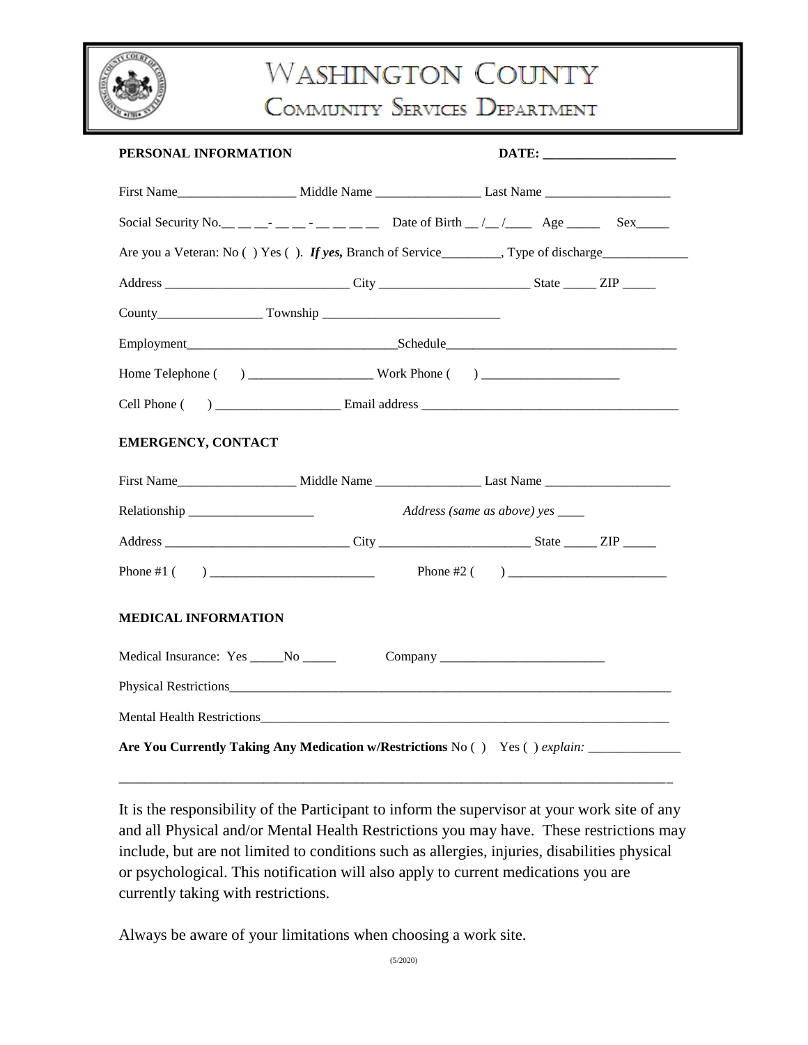# WASHINGTON COUNTY
## COMMUNITY SERVICES DEPARTMENT

**PERSONAL INFORMATION** **DATE: ____________________**

First Name__________________ Middle Name ________________ Last Name ___________________

Social Security No.__ __ __- __ __ - __ __ __ __ Date of Birth __ /__ /____ Age _____ Sex_____

Are you a Veteran: No ( ) Yes ( ). ***If yes,*** Branch of Service_________, Type of discharge_____________

Address ____________________________ City _______________________ State _____ ZIP _____

County________________ Township ___________________________

Employment________________________________Schedule___________________________________

Home Telephone ( ) __________________ Work Phone ( ) _____________________

Cell Phone ( ) ___________________ Email address _______________________________________

**EMERGENCY, CONTACT**

First Name__________________ Middle Name ________________ Last Name ___________________

Relationship ___________________ *Address (same as above) yes ____*

Address ____________________________ City _______________________ State _____ ZIP _____

Phone #1 ( ) _________________________ Phone #2 ( ) ________________________

**MEDICAL INFORMATION**

Medical Insurance: Yes _____No _____ Company _________________________

Physical Restrictions_______________________________________________________________________

Mental Health Restrictions___________________________________________________________________

**Are You Currently Taking Any Medication w/Restrictions** No ( ) Yes ( ) *explain:* ______________

_________________________________________________________________________________

It is the responsibility of the Participant to inform the supervisor at your work site of any and all Physical and/or Mental Health Restrictions you may have. These restrictions may include, but are not limited to conditions such as allergies, injuries, disabilities physical or psychological. This notification will also apply to current medications you are currently taking with restrictions.

Always be aware of your limitations when choosing a work site.

(5/2020)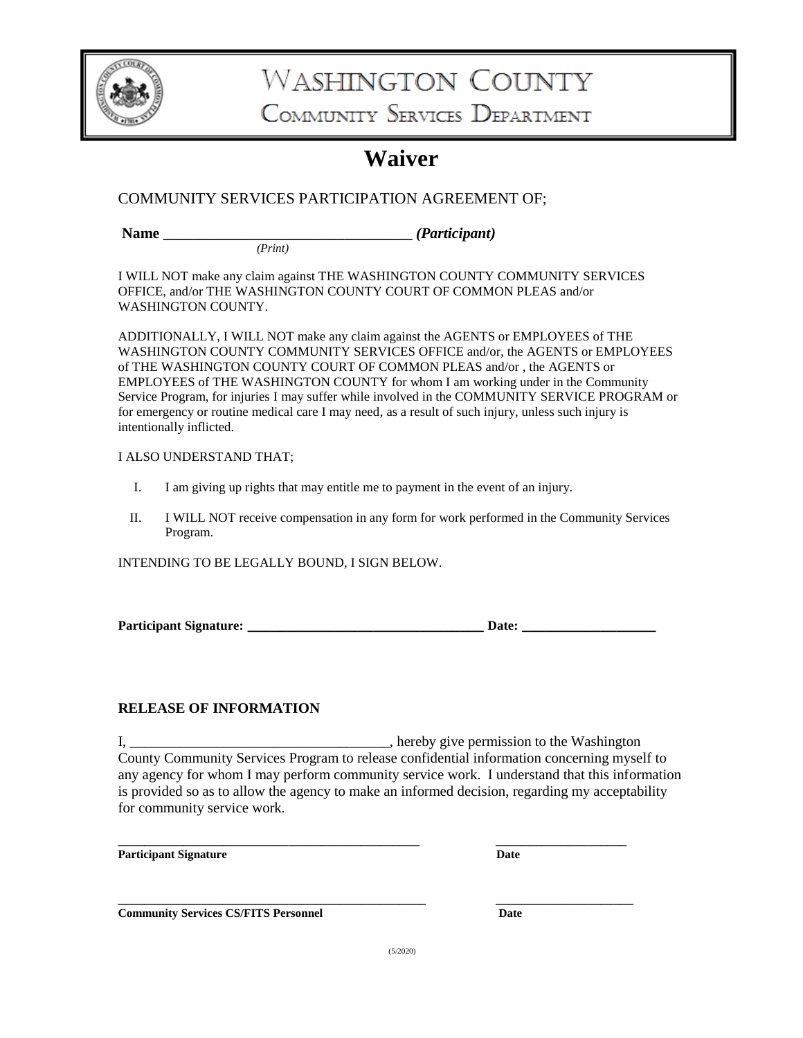# WASHINGTON COUNTY
## COMMUNITY SERVICES DEPARTMENT

# Waiver

COMMUNITY SERVICES PARTICIPATION AGREEMENT OF;

**Name _________________________________ *(Participant)***
*(Print)*

I WILL NOT make any claim against THE WASHINGTON COUNTY COMMUNITY SERVICES OFFICE, and/or THE WASHINGTON COUNTY COURT OF COMMON PLEAS and/or WASHINGTON COUNTY.

ADDITIONALLY, I WILL NOT make any claim against the AGENTS or EMPLOYEES of THE WASHINGTON COUNTY COMMUNITY SERVICES OFFICE and/or, the AGENTS or EMPLOYEES of THE WASHINGTON COUNTY COURT OF COMMON PLEAS and/or , the AGENTS or EMPLOYEES of THE WASHINGTON COUNTY for whom I am working under in the Community Service Program, for injuries I may suffer while involved in the COMMUNITY SERVICE PROGRAM or for emergency or routine medical care I may need, as a result of such injury, unless such injury is intentionally inflicted.

I ALSO UNDERSTAND THAT;

I. I am giving up rights that may entitle me to payment in the event of an injury.

II. I WILL NOT receive compensation in any form for work performed in the Community Services Program.

INTENDING TO BE LEGALLY BOUND, I SIGN BELOW.

**Participant Signature: ___________________________________ Date: ____________________**

### RELEASE OF INFORMATION

I, ____________________________________, hereby give permission to the Washington County Community Services Program to release confidential information concerning myself to any agency for whom I may perform community service work. I understand that this information is provided so as to allow the agency to make an informed decision, regarding my acceptability for community service work.

_____________________________________________ ____________________
**Participant Signature** **Date**

_____________________________________________ ____________________
**Community Services CS/FITS Personnel** **Date**

(5/2020)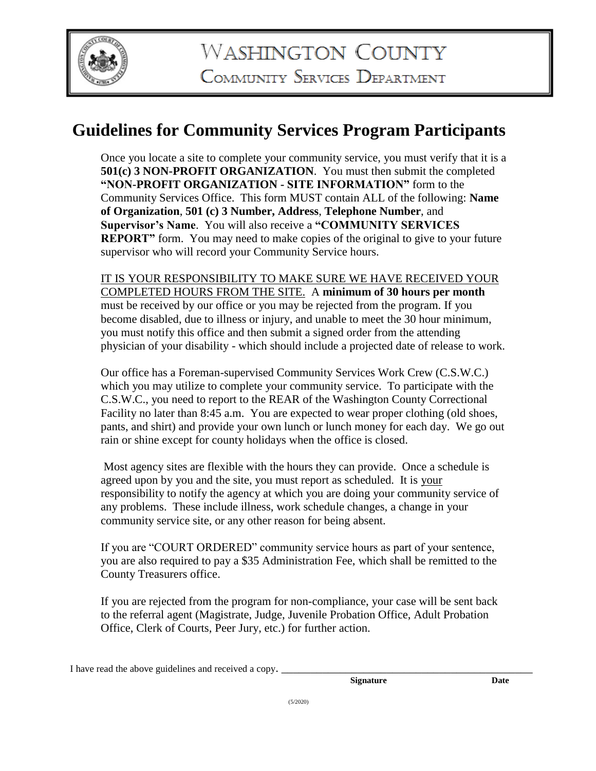# WASHINGTON COUNTY

## COMMUNITY SERVICES DEPARTMENT

# Guidelines for Community Services Program Participants

Once you locate a site to complete your community service, you must verify that it is a **501(c) 3 NON-PROFIT ORGANIZATION**. You must then submit the completed **"NON-PROFIT ORGANIZATION - SITE INFORMATION"** form to the Community Services Office. This form MUST contain ALL of the following: **Name of Organization**, **501 (c) 3 Number, Address**, **Telephone Number**, and **Supervisor's Name**. You will also receive a **"COMMUNITY SERVICES REPORT"** form. You may need to make copies of the original to give to your future supervisor who will record your Community Service hours.

<u>IT IS YOUR RESPONSIBILITY TO MAKE SURE WE HAVE RECEIVED YOUR COMPLETED HOURS FROM THE SITE.</u> A **minimum of 30 hours per month** must be received by our office or you may be rejected from the program. If you become disabled, due to illness or injury, and unable to meet the 30 hour minimum, you must notify this office and then submit a signed order from the attending physician of your disability - which should include a projected date of release to work.

Our office has a Foreman-supervised Community Services Work Crew (C.S.W.C.) which you may utilize to complete your community service. To participate with the C.S.W.C., you need to report to the REAR of the Washington County Correctional Facility no later than 8:45 a.m. You are expected to wear proper clothing (old shoes, pants, and shirt) and provide your own lunch or lunch money for each day. We go out rain or shine except for county holidays when the office is closed.

Most agency sites are flexible with the hours they can provide. Once a schedule is agreed upon by you and the site, you must report as scheduled. It is <u>your</u> responsibility to notify the agency at which you are doing your community service of any problems. These include illness, work schedule changes, a change in your community service site, or any other reason for being absent.

If you are "COURT ORDERED" community service hours as part of your sentence, you are also required to pay a $35 Administration Fee, which shall be remitted to the County Treasurers office.

If you are rejected from the program for non-compliance, your case will be sent back to the referral agent (Magistrate, Judge, Juvenile Probation Office, Adult Probation Office, Clerk of Courts, Peer Jury, etc.) for further action.

I have read the above guidelines and received a copy. ______________________________________________

**Signature** **Date**

(5/2020)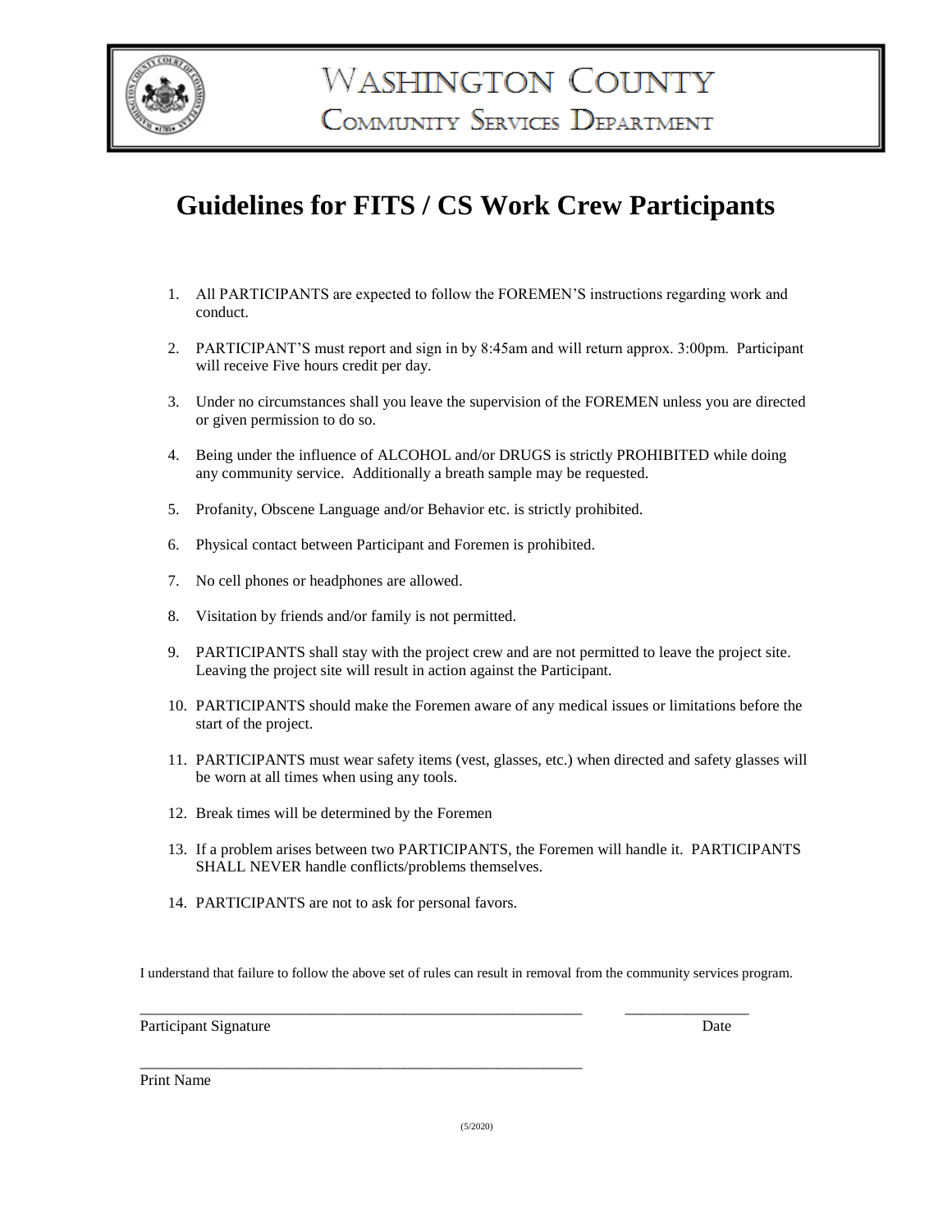# Washington County
## Community Services Department

# Guidelines for FITS / CS Work Crew Participants

1. All PARTICIPANTS are expected to follow the FOREMEN'S instructions regarding work and conduct.
2. PARTICIPANT'S must report and sign in by 8:45am and will return approx. 3:00pm. Participant will receive Five hours credit per day.
3. Under no circumstances shall you leave the supervision of the FOREMEN unless you are directed or given permission to do so.
4. Being under the influence of ALCOHOL and/or DRUGS is strictly PROHIBITED while doing any community service. Additionally a breath sample may be requested.
5. Profanity, Obscene Language and/or Behavior etc. is strictly prohibited.
6. Physical contact between Participant and Foremen is prohibited.
7. No cell phones or headphones are allowed.
8. Visitation by friends and/or family is not permitted.
9. PARTICIPANTS shall stay with the project crew and are not permitted to leave the project site. Leaving the project site will result in action against the Participant.
10. PARTICIPANTS should make the Foremen aware of any medical issues or limitations before the start of the project.
11. PARTICIPANTS must wear safety items (vest, glasses, etc.) when directed and safety glasses will be worn at all times when using any tools.
12. Break times will be determined by the Foremen
13. If a problem arises between two PARTICIPANTS, the Foremen will handle it. PARTICIPANTS SHALL NEVER handle conflicts/problems themselves.
14. PARTICIPANTS are not to ask for personal favors.

I understand that failure to follow the above set of rules can result in removal from the community services program.

\_\_\_\_\_\_\_\_\_\_\_\_\_\_\_\_\_\_\_\_\_\_\_\_\_\_\_\_\_\_\_\_\_\_\_\_\_\_\_\_\_\_\_\_\_\_\_\_\_\_\_\_\_\_ \_\_\_\_\_\_\_\_\_\_\_\_\_\_\_\_

Participant Signature Date

\_\_\_\_\_\_\_\_\_\_\_\_\_\_\_\_\_\_\_\_\_\_\_\_\_\_\_\_\_\_\_\_\_\_\_\_\_\_\_\_\_\_\_\_\_\_\_\_\_\_\_\_\_\_

Print Name

(5/2020)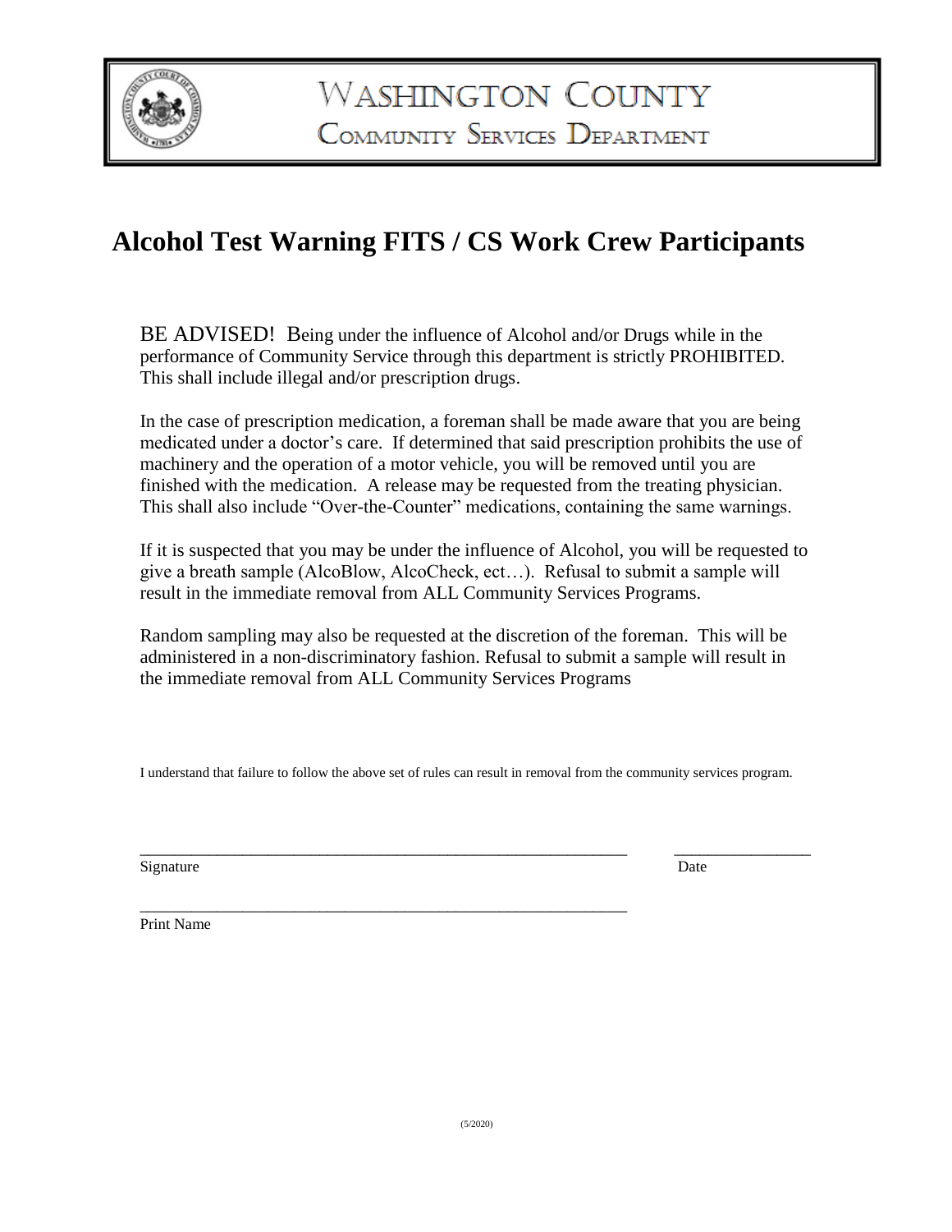# WASHINGTON COUNTY
## COMMUNITY SERVICES DEPARTMENT

# Alcohol Test Warning FITS / CS Work Crew Participants

BE ADVISED! Being under the influence of Alcohol and/or Drugs while in the performance of Community Service through this department is strictly PROHIBITED. This shall include illegal and/or prescription drugs.

In the case of prescription medication, a foreman shall be made aware that you are being medicated under a doctor's care. If determined that said prescription prohibits the use of machinery and the operation of a motor vehicle, you will be removed until you are finished with the medication. A release may be requested from the treating physician. This shall also include "Over-the-Counter" medications, containing the same warnings.

If it is suspected that you may be under the influence of Alcohol, you will be requested to give a breath sample (AlcoBlow, AlcoCheck, ect…). Refusal to submit a sample will result in the immediate removal from ALL Community Services Programs.

Random sampling may also be requested at the discretion of the foreman. This will be administered in a non-discriminatory fashion. Refusal to submit a sample will result in the immediate removal from ALL Community Services Programs

I understand that failure to follow the above set of rules can result in removal from the community services program.

_______________________________________________ _______________
Signature Date

_______________________________________________
Print Name

(5/2020)